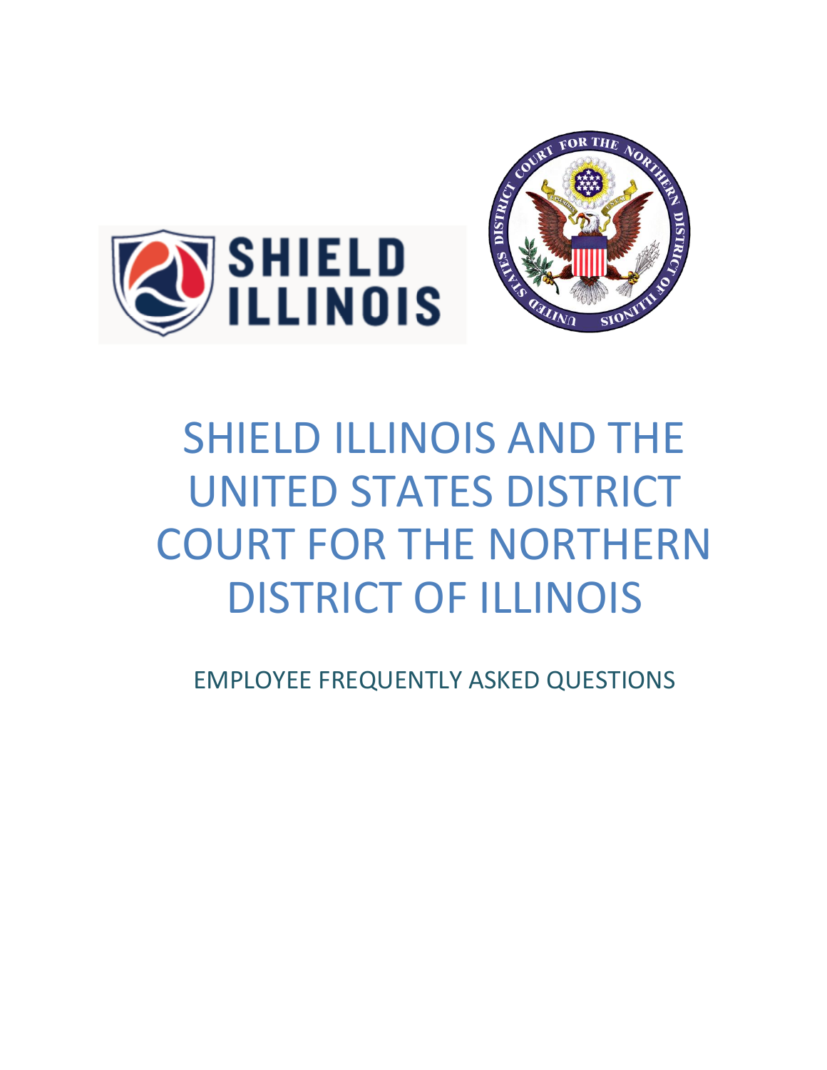# SHIELD ILLINOIS AND THE UNITED STATES DISTRICT COURT FOR THE NORTHERN DISTRICT OF ILLINOIS

## EMPLOYEE FREQUENTLY ASKED QUESTIONS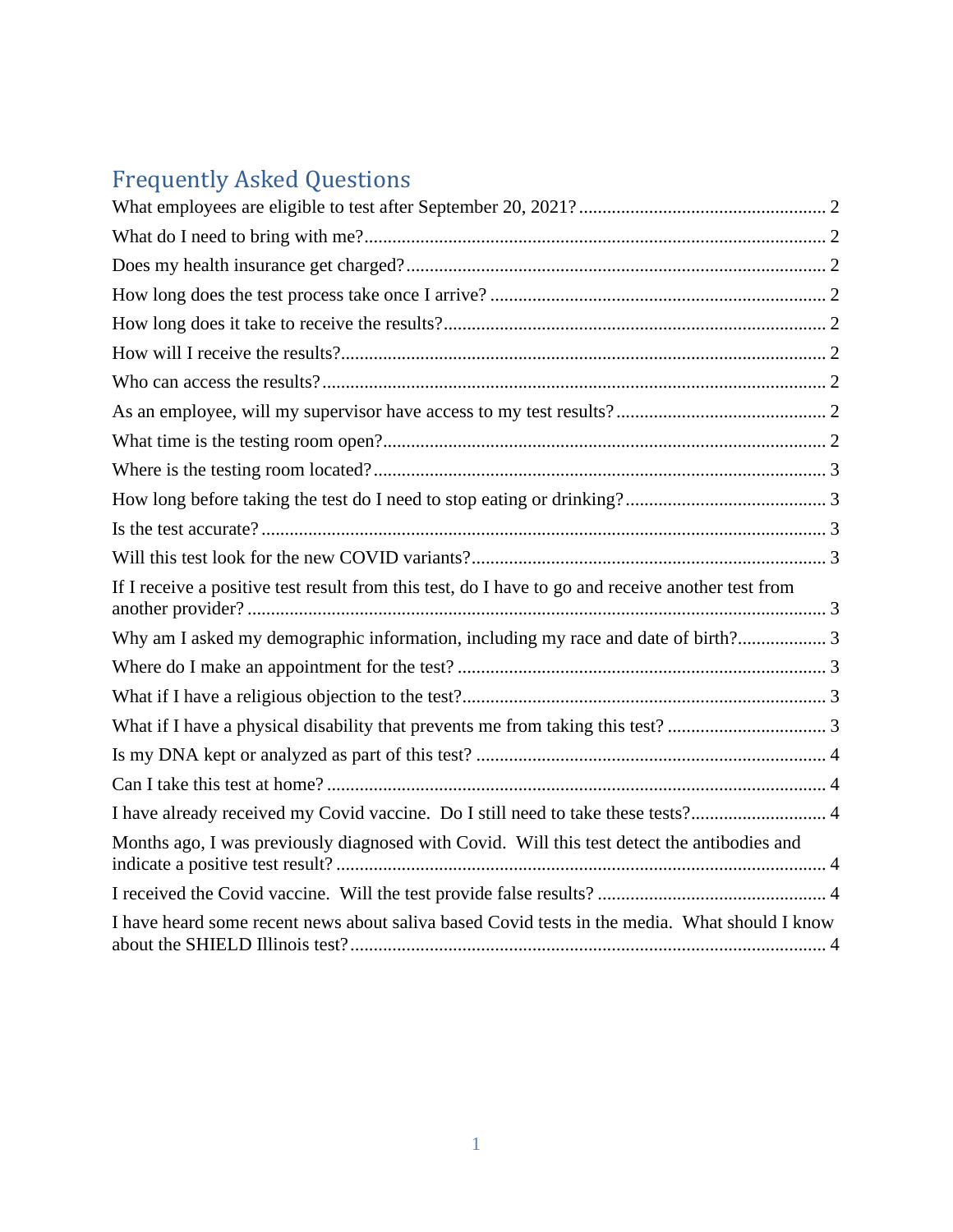## Frequently Asked Questions

What employees are eligible to test after September 20, 2021? ..... 2
What do I need to bring with me? ..... 2
Does my health insurance get charged? ..... 2
How long does the test process take once I arrive? ..... 2
How long does it take to receive the results? ..... 2
How will I receive the results? ..... 2
Who can access the results? ..... 2
As an employee, will my supervisor have access to my test results? ..... 2
What time is the testing room open? ..... 2
Where is the testing room located? ..... 3
How long before taking the test do I need to stop eating or drinking? ..... 3
Is the test accurate? ..... 3
Will this test look for the new COVID variants? ..... 3
If I receive a positive test result from this test, do I have to go and receive another test from another provider? ..... 3
Why am I asked my demographic information, including my race and date of birth? ..... 3
Where do I make an appointment for the test? ..... 3
What if I have a religious objection to the test? ..... 3
What if I have a physical disability that prevents me from taking this test? ..... 3
Is my DNA kept or analyzed as part of this test? ..... 4
Can I take this test at home? ..... 4
I have already received my Covid vaccine. Do I still need to take these tests? ..... 4
Months ago, I was previously diagnosed with Covid. Will this test detect the antibodies and indicate a positive test result? ..... 4
I received the Covid vaccine. Will the test provide false results? ..... 4
I have heard some recent news about saliva based Covid tests in the media. What should I know about the SHIELD Illinois test? ..... 4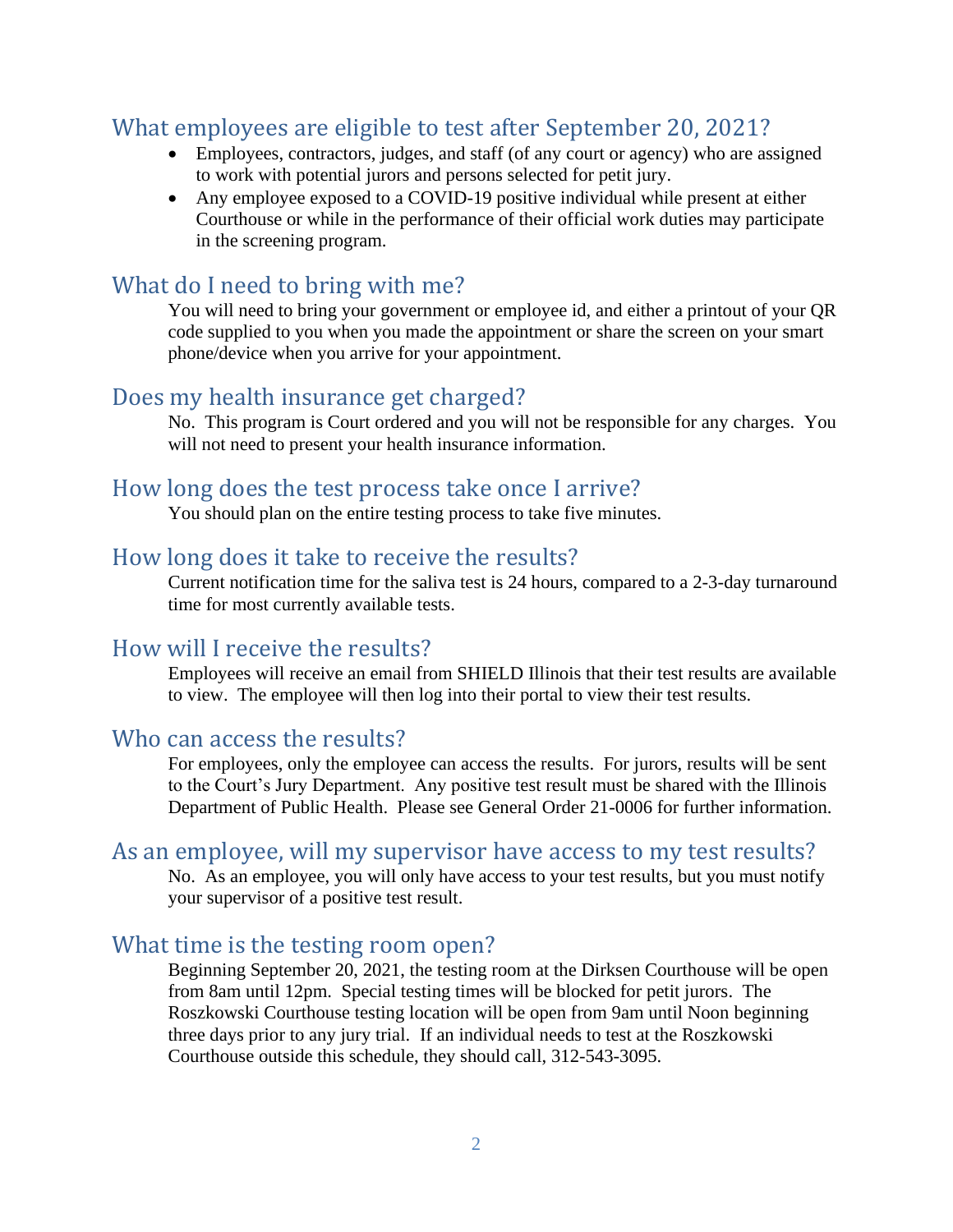## What employees are eligible to test after September 20, 2021?

- Employees, contractors, judges, and staff (of any court or agency) who are assigned to work with potential jurors and persons selected for petit jury.
- Any employee exposed to a COVID-19 positive individual while present at either Courthouse or while in the performance of their official work duties may participate in the screening program.

## What do I need to bring with me?

You will need to bring your government or employee id, and either a printout of your QR code supplied to you when you made the appointment or share the screen on your smart phone/device when you arrive for your appointment.

## Does my health insurance get charged?

No. This program is Court ordered and you will not be responsible for any charges. You will not need to present your health insurance information.

## How long does the test process take once I arrive?

You should plan on the entire testing process to take five minutes.

## How long does it take to receive the results?

Current notification time for the saliva test is 24 hours, compared to a 2-3-day turnaround time for most currently available tests.

## How will I receive the results?

Employees will receive an email from SHIELD Illinois that their test results are available to view. The employee will then log into their portal to view their test results.

## Who can access the results?

For employees, only the employee can access the results. For jurors, results will be sent to the Court's Jury Department. Any positive test result must be shared with the Illinois Department of Public Health. Please see General Order 21-0006 for further information.

## As an employee, will my supervisor have access to my test results?

No. As an employee, you will only have access to your test results, but you must notify your supervisor of a positive test result.

## What time is the testing room open?

Beginning September 20, 2021, the testing room at the Dirksen Courthouse will be open from 8am until 12pm. Special testing times will be blocked for petit jurors. The Roszkowski Courthouse testing location will be open from 9am until Noon beginning three days prior to any jury trial. If an individual needs to test at the Roszkowski Courthouse outside this schedule, they should call, 312-543-3095.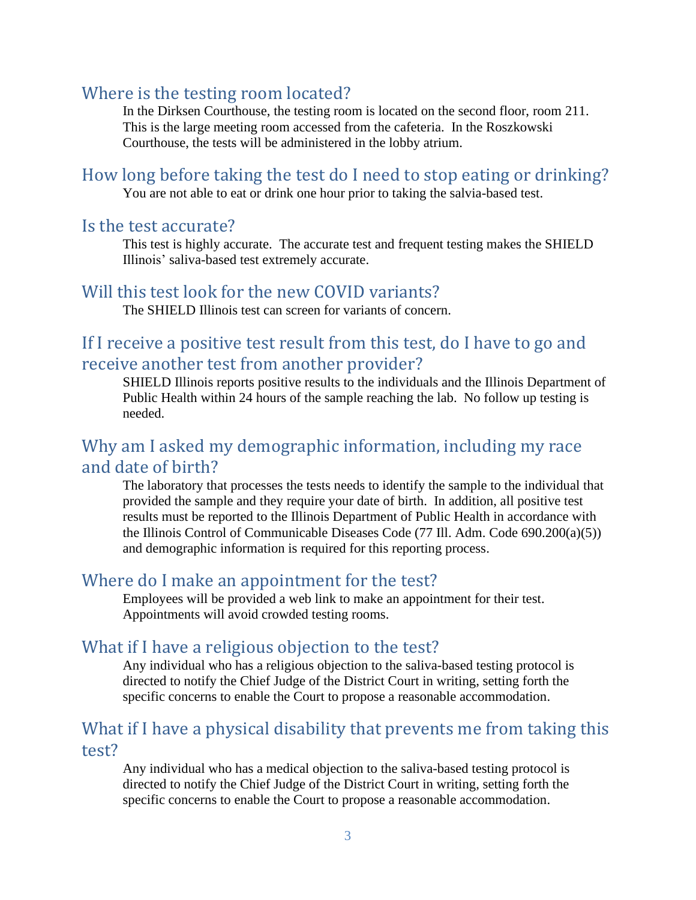## Where is the testing room located?

In the Dirksen Courthouse, the testing room is located on the second floor, room 211. This is the large meeting room accessed from the cafeteria. In the Roszkowski Courthouse, the tests will be administered in the lobby atrium.

## How long before taking the test do I need to stop eating or drinking?

You are not able to eat or drink one hour prior to taking the salvia-based test.

## Is the test accurate?

This test is highly accurate. The accurate test and frequent testing makes the SHIELD Illinois' saliva-based test extremely accurate.

## Will this test look for the new COVID variants?

The SHIELD Illinois test can screen for variants of concern.

## If I receive a positive test result from this test, do I have to go and receive another test from another provider?

SHIELD Illinois reports positive results to the individuals and the Illinois Department of Public Health within 24 hours of the sample reaching the lab. No follow up testing is needed.

## Why am I asked my demographic information, including my race and date of birth?

The laboratory that processes the tests needs to identify the sample to the individual that provided the sample and they require your date of birth. In addition, all positive test results must be reported to the Illinois Department of Public Health in accordance with the Illinois Control of Communicable Diseases Code (77 Ill. Adm. Code 690.200(a)(5)) and demographic information is required for this reporting process.

## Where do I make an appointment for the test?

Employees will be provided a web link to make an appointment for their test. Appointments will avoid crowded testing rooms.

## What if I have a religious objection to the test?

Any individual who has a religious objection to the saliva-based testing protocol is directed to notify the Chief Judge of the District Court in writing, setting forth the specific concerns to enable the Court to propose a reasonable accommodation.

## What if I have a physical disability that prevents me from taking this test?

Any individual who has a medical objection to the saliva-based testing protocol is directed to notify the Chief Judge of the District Court in writing, setting forth the specific concerns to enable the Court to propose a reasonable accommodation.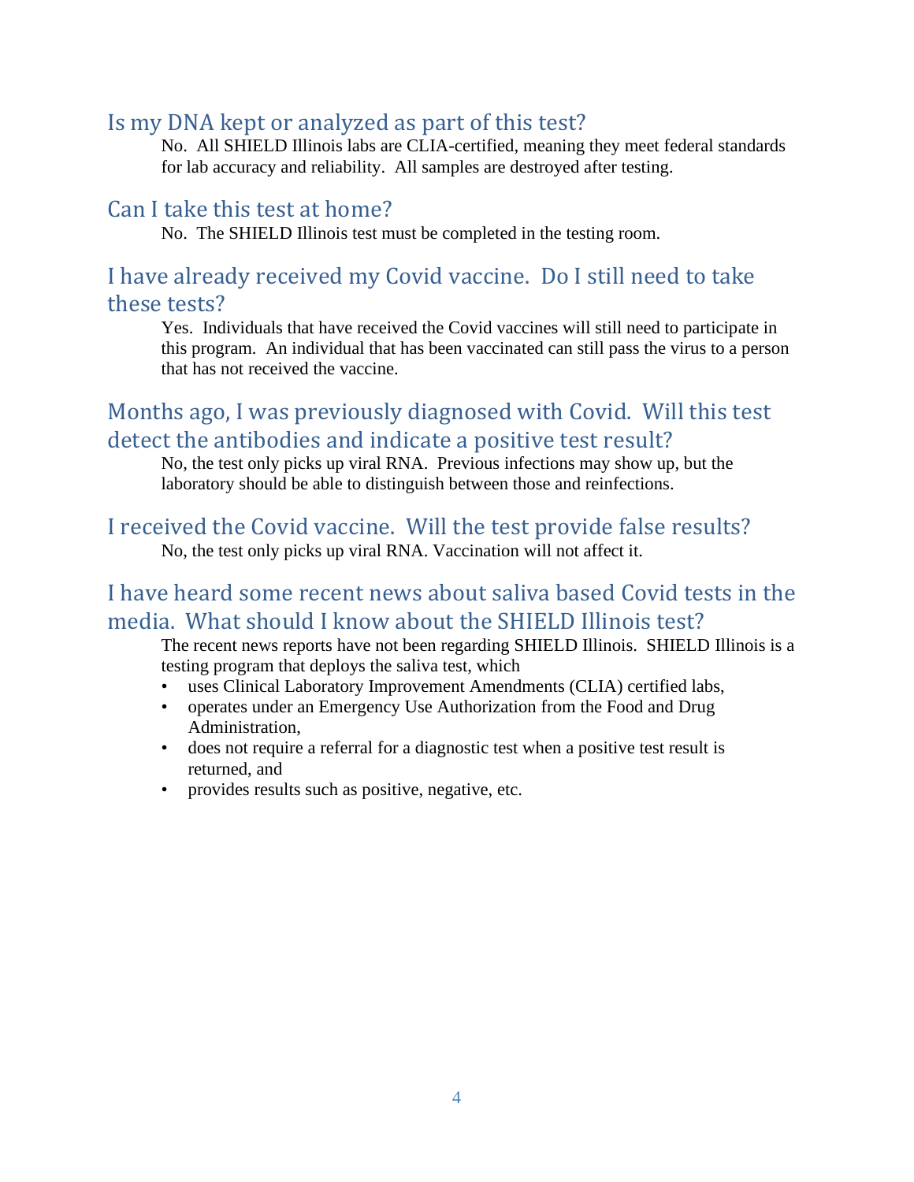## Is my DNA kept or analyzed as part of this test?

No. All SHIELD Illinois labs are CLIA-certified, meaning they meet federal standards for lab accuracy and reliability. All samples are destroyed after testing.

## Can I take this test at home?

No. The SHIELD Illinois test must be completed in the testing room.

## I have already received my Covid vaccine. Do I still need to take these tests?

Yes. Individuals that have received the Covid vaccines will still need to participate in this program. An individual that has been vaccinated can still pass the virus to a person that has not received the vaccine.

## Months ago, I was previously diagnosed with Covid. Will this test detect the antibodies and indicate a positive test result?

No, the test only picks up viral RNA. Previous infections may show up, but the laboratory should be able to distinguish between those and reinfections.

## I received the Covid vaccine. Will the test provide false results?

No, the test only picks up viral RNA. Vaccination will not affect it.

## I have heard some recent news about saliva based Covid tests in the media. What should I know about the SHIELD Illinois test?

The recent news reports have not been regarding SHIELD Illinois. SHIELD Illinois is a testing program that deploys the saliva test, which

- uses Clinical Laboratory Improvement Amendments (CLIA) certified labs,
- operates under an Emergency Use Authorization from the Food and Drug Administration,
- does not require a referral for a diagnostic test when a positive test result is returned, and
- provides results such as positive, negative, etc.